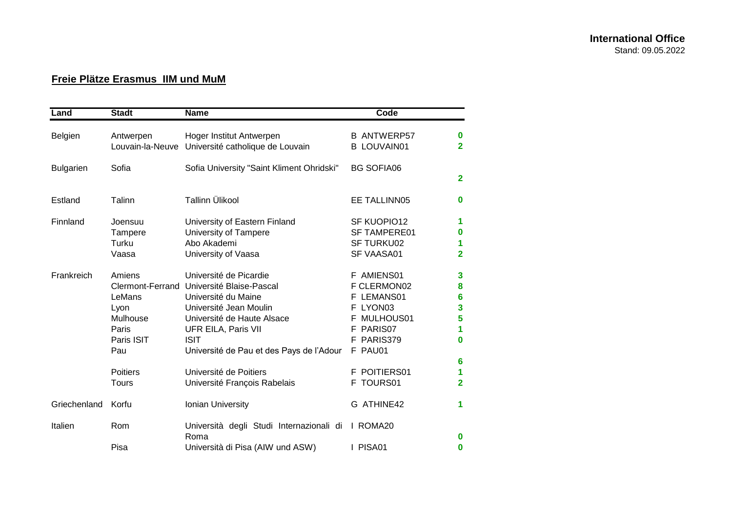**International Office**
Stand: 09.05.2022

## Freie Plätze Erasmus IIM und MuM

| Land | Stadt | Name | Code | |
|---|---|---|---|---|
| Belgien | Antwerpen | Hoger Institut Antwerpen | B ANTWERP57 | 0 |
| | Louvain-la-Neuve | Université catholique de Louvain | B LOUVAIN01 | 2 |
| Bulgarien | Sofia | Sofia University "Saint Kliment Ohridski" | BG SOFIA06 | 2 |
| Estland | Talinn | Tallinn Ülikool | EE TALLINN05 | 0 |
| Finnland | Joensuu | University of Eastern Finland | SF KUOPIO12 | 1 |
| | Tampere | University of Tampere | SF TAMPERE01 | 0 |
| | Turku | Abo Akademi | SF TURKU02 | 1 |
| | Vaasa | University of Vaasa | SF VAASA01 | 2 |
| Frankreich | Amiens | Université de Picardie | F AMIENS01 | 3 |
| | Clermont-Ferrand | Université Blaise-Pascal | F CLERMON02 | 8 |
| | LeMans | Université du Maine | F LEMANS01 | 6 |
| | Lyon | Université Jean Moulin | F LYON03 | 3 |
| | Mulhouse | Université de Haute Alsace | F MULHOUS01 | 5 |
| | Paris | UFR EILA, Paris VII | F PARIS07 | 1 |
| | Paris ISIT | ISIT | F PARIS379 | 0 |
| | Pau | Université de Pau et des Pays de l'Adour | F PAU01 | 6 |
| | Poitiers | Université de Poitiers | F POITIERS01 | 1 |
| | Tours | Université François Rabelais | F TOURS01 | 2 |
| Griechenland | Korfu | Ionian University | G ATHINE42 | 1 |
| Italien | Rom | Università degli Studi Internazionali di Roma | I ROMA20 | 0 |
| | Pisa | Università di Pisa (AIW und ASW) | I PISA01 | 0 |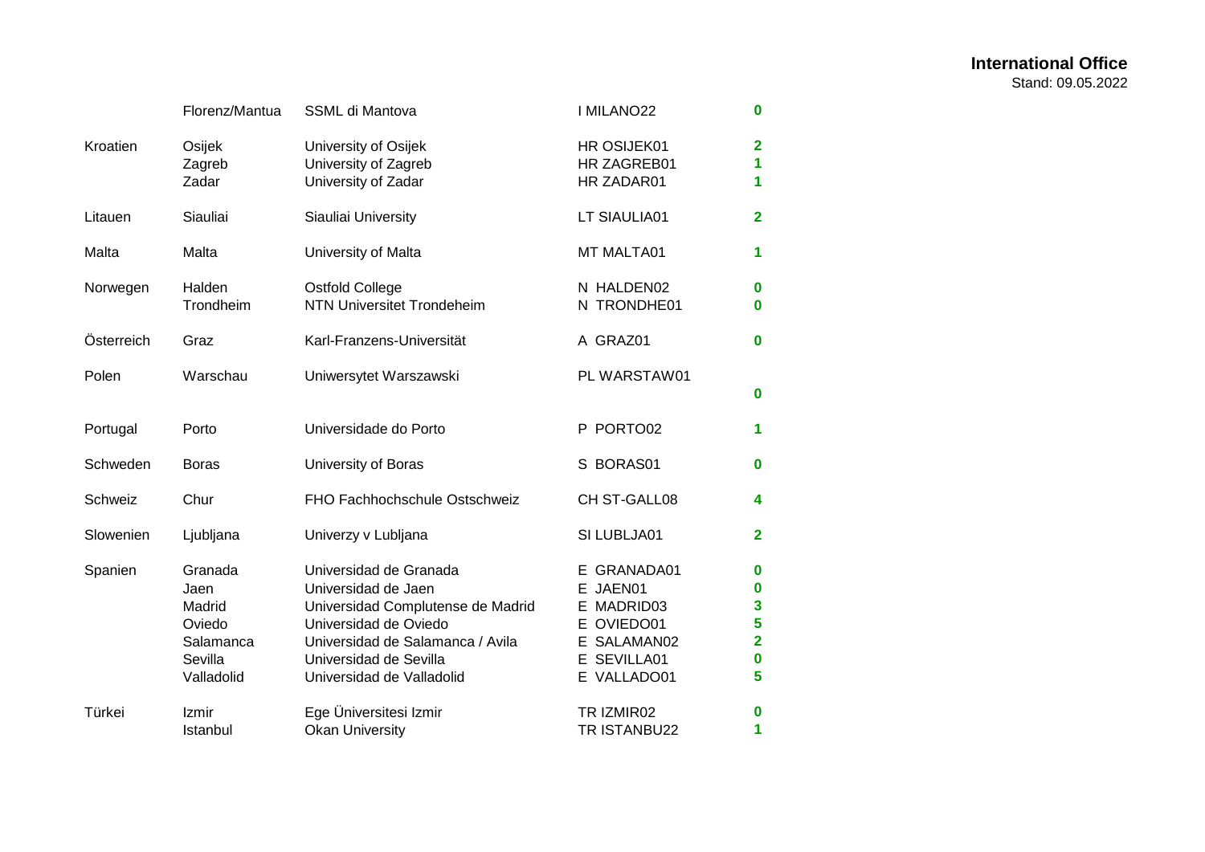| | | | | |
|---|---|---|---|---|
| | Florenz/Mantua | SSML di Mantova | I MILANO22 | **0** |
| Kroatien | Osijek | University of Osijek | HR OSIJEK01 | **2** |
| | Zagreb | University of Zagreb | HR ZAGREB01 | **1** |
| | Zadar | University of Zadar | HR ZADAR01 | **1** |
| Litauen | Siauliai | Siauliai University | LT SIAULIA01 | **2** |
| Malta | Malta | University of Malta | MT MALTA01 | **1** |
| Norwegen | Halden | Ostfold College | N HALDEN02 | **0** |
| | Trondheim | NTN Universitet Trondeheim | N TRONDHE01 | **0** |
| Österreich | Graz | Karl-Franzens-Universität | A GRAZ01 | **0** |
| Polen | Warschau | Uniwersytet Warszawski | PL WARSTAW01 | **0** |
| Portugal | Porto | Universidade do Porto | P PORTO02 | **1** |
| Schweden | Boras | University of Boras | S BORAS01 | **0** |
| Schweiz | Chur | FHO Fachhochschule Ostschweiz | CH ST-GALL08 | **4** |
| Slowenien | Ljubljana | Univerzy v Lubljana | SI LUBLJA01 | **2** |
| Spanien | Granada | Universidad de Granada | E GRANADA01 | **0** |
| | Jaen | Universidad de Jaen | E JAEN01 | **0** |
| | Madrid | Universidad Complutense de Madrid | E MADRID03 | **3** |
| | Oviedo | Universidad de Oviedo | E OVIEDO01 | **5** |
| | Salamanca | Universidad de Salamanca / Avila | E SALAMAN02 | **2** |
| | Sevilla | Universidad de Sevilla | E SEVILLA01 | **0** |
| | Valladolid | Universidad de Valladolid | E VALLADO01 | **5** |
| Türkei | Izmir | Ege Üniversitesi Izmir | TR IZMIR02 | **0** |
| | Istanbul | Okan University | TR ISTANBU22 | **1** |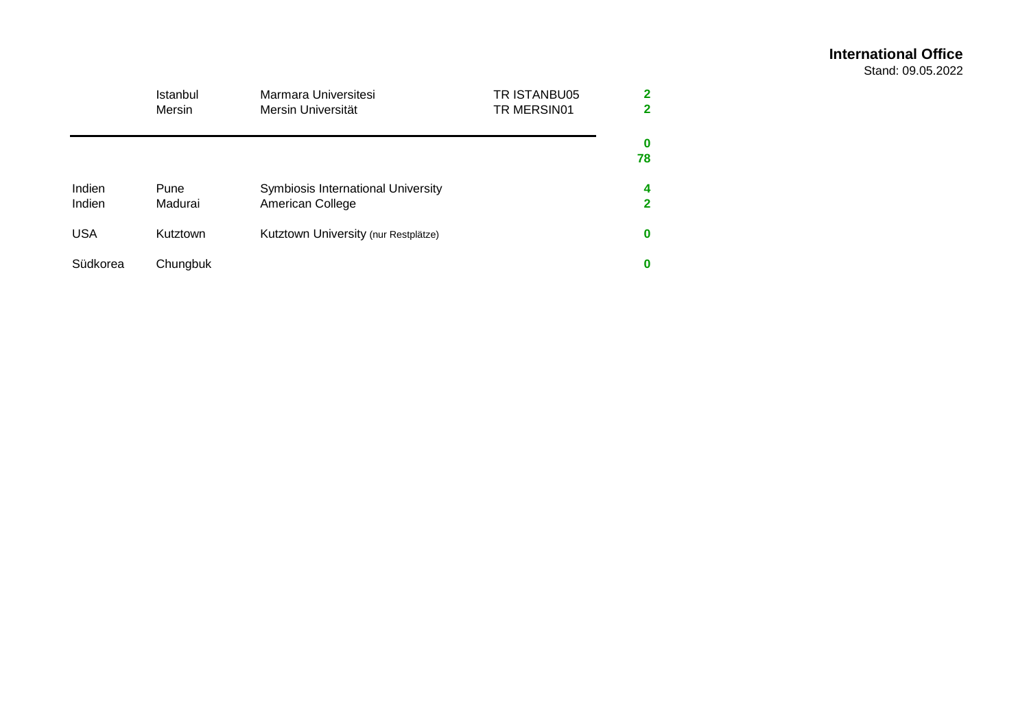**International Office**
Stand: 09.05.2022

| | | | | |
|---|---|---|---|---|
| | Istanbul | Marmara Universitesi | TR ISTANBU05 | **2** |
| | Mersin | Mersin Universität | TR MERSIN01 | **2** |
| | | | | **0** |
| | | | | **78** |
| Indien | Pune | Symbiosis International University | | **4** |
| Indien | Madurai | American College | | **2** |
| USA | Kutztown | Kutztown University (nur Restplätze) | | **0** |
| Südkorea | Chungbuk | | | **0** |